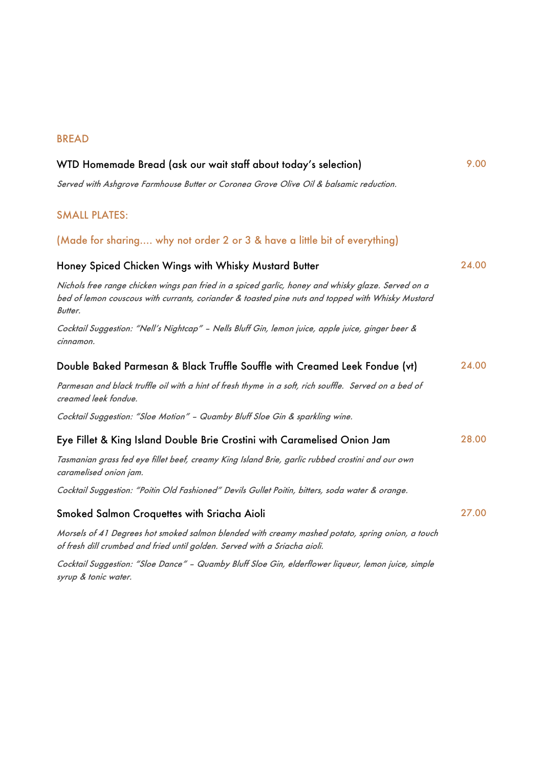## BREAD

**WTD Homemade Bread (ask our wait staff about today's selection)** 9.00

*Served with Ashgrove Farmhouse Butter or Coronea Grove Olive Oil & balsamic reduction.*

## SMALL PLATES:

## (Made for sharing.... why not order 2 or 3 & have a little bit of everything)

**Honey Spiced Chicken Wings with Whisky Mustard Butter** 24.00

*Nichols free range chicken wings pan fried in a spiced garlic, honey and whisky glaze. Served on a bed of lemon couscous with currants, coriander & toasted pine nuts and topped with Whisky Mustard Butter.*

*Cocktail Suggestion: "Nell's Nightcap" – Nells Bluff Gin, lemon juice, apple juice, ginger beer & cinnamon.*

**Double Baked Parmesan & Black Truffle Souffle with Creamed Leek Fondue (vt)** 24.00

*Parmesan and black truffle oil with a hint of fresh thyme in a soft, rich souffle. Served on a bed of creamed leek fondue.*

*Cocktail Suggestion: "Sloe Motion" – Quamby Bluff Sloe Gin & sparkling wine.*

**Eye Fillet & King Island Double Brie Crostini with Caramelised Onion Jam** 28.00

*Tasmanian grass fed eye fillet beef, creamy King Island Brie, garlic rubbed crostini and our own caramelised onion jam.*

*Cocktail Suggestion: "Poitin Old Fashioned" Devils Gullet Poitin, bitters, soda water & orange.*

**Smoked Salmon Croquettes with Sriacha Aioli** 27.00

*Morsels of 41 Degrees hot smoked salmon blended with creamy mashed potato, spring onion, a touch of fresh dill crumbed and fried until golden. Served with a Sriacha aioli.*

*Cocktail Suggestion: "Sloe Dance" – Quamby Bluff Sloe Gin, elderflower liqueur, lemon juice, simple syrup & tonic water.*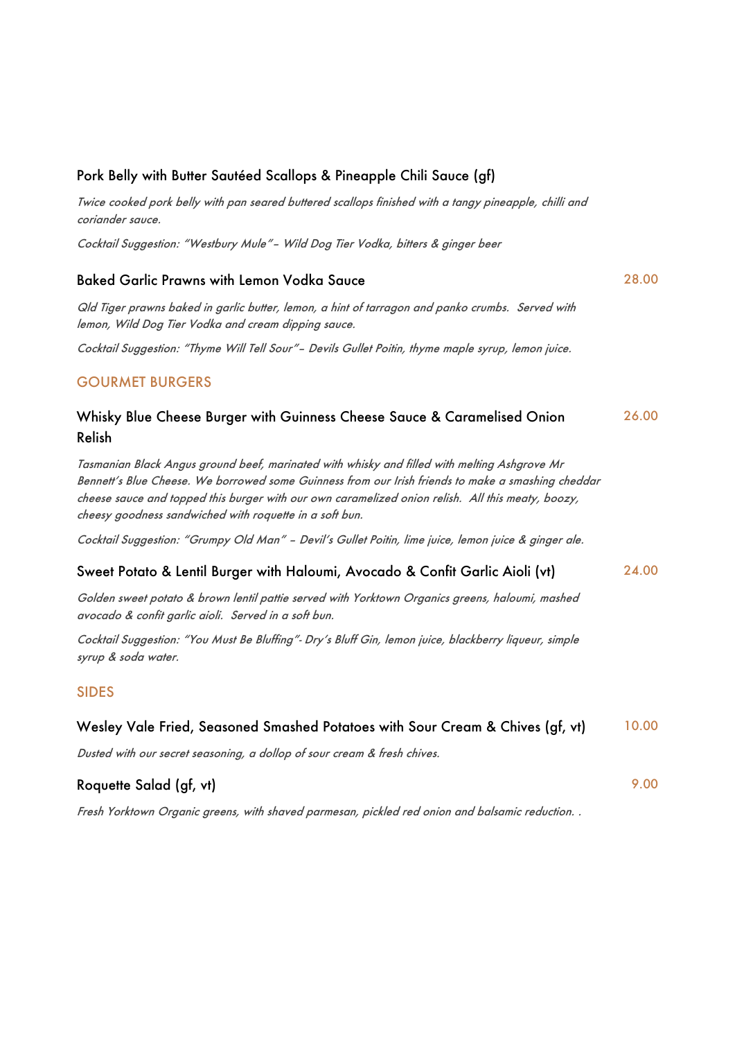### Pork Belly with Butter Sautéed Scallops & Pineapple Chili Sauce (gf)

*Twice cooked pork belly with pan seared buttered scallops finished with a tangy pineapple, chilli and coriander sauce.*

*Cocktail Suggestion: "Westbury Mule"– Wild Dog Tier Vodka, bitters & ginger beer*

### Baked Garlic Prawns with Lemon Vodka Sauce — 28.00

*Qld Tiger prawns baked in garlic butter, lemon, a hint of tarragon and panko crumbs. Served with lemon, Wild Dog Tier Vodka and cream dipping sauce.*

*Cocktail Suggestion: "Thyme Will Tell Sour"– Devils Gullet Poitin, thyme maple syrup, lemon juice.*

## GOURMET BURGERS

### Whisky Blue Cheese Burger with Guinness Cheese Sauce & Caramelised Onion Relish — 26.00

*Tasmanian Black Angus ground beef, marinated with whisky and filled with melting Ashgrove Mr Bennett's Blue Cheese. We borrowed some Guinness from our Irish friends to make a smashing cheddar cheese sauce and topped this burger with our own caramelized onion relish. All this meaty, boozy, cheesy goodness sandwiched with roquette in a soft bun.*

*Cocktail Suggestion: "Grumpy Old Man" – Devil's Gullet Poitin, lime juice, lemon juice & ginger ale.*

### Sweet Potato & Lentil Burger with Haloumi, Avocado & Confit Garlic Aioli (vt) — 24.00

*Golden sweet potato & brown lentil pattie served with Yorktown Organics greens, haloumi, mashed avocado & confit garlic aioli. Served in a soft bun.*

*Cocktail Suggestion: "You Must Be Bluffing"- Dry's Bluff Gin, lemon juice, blackberry liqueur, simple syrup & soda water.*

## SIDES

### Wesley Vale Fried, Seasoned Smashed Potatoes with Sour Cream & Chives (gf, vt) — 10.00

*Dusted with our secret seasoning, a dollop of sour cream & fresh chives.*

### Roquette Salad (gf, vt) — 9.00

*Fresh Yorktown Organic greens, with shaved parmesan, pickled red onion and balsamic reduction. .*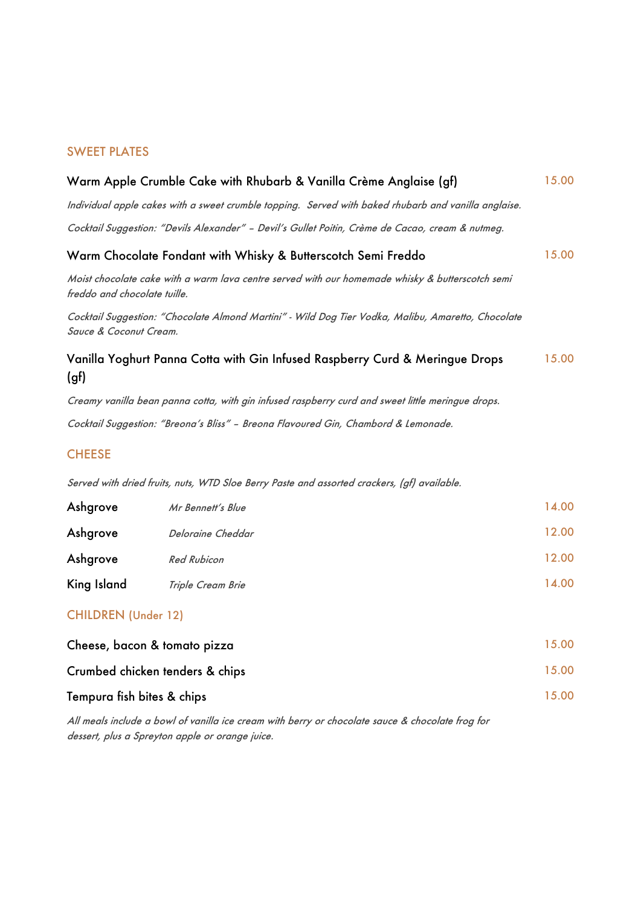## SWEET PLATES

**Warm Apple Crumble Cake with Rhubarb & Vanilla Crème Anglaise (gf)** 15.00

*Individual apple cakes with a sweet crumble topping. Served with baked rhubarb and vanilla anglaise.*

*Cocktail Suggestion: "Devils Alexander" – Devil's Gullet Poitin, Crème de Cacao, cream & nutmeg.*

**Warm Chocolate Fondant with Whisky & Butterscotch Semi Freddo** 15.00

*Moist chocolate cake with a warm lava centre served with our homemade whisky & butterscotch semi freddo and chocolate tuille.*

*Cocktail Suggestion: "Chocolate Almond Martini" - Wild Dog Tier Vodka, Malibu, Amaretto, Chocolate Sauce & Coconut Cream.*

**Vanilla Yoghurt Panna Cotta with Gin Infused Raspberry Curd & Meringue Drops (gf)** 15.00

*Creamy vanilla bean panna cotta, with gin infused raspberry curd and sweet little meringue drops.*

*Cocktail Suggestion: "Breona's Bliss" – Breona Flavoured Gin, Chambord & Lemonade.*

## CHEESE

*Served with dried fruits, nuts, WTD Sloe Berry Paste and assorted crackers, (gf) available.*

| | | |
|---|---|---|
| Ashgrove | *Mr Bennett's Blue* | 14.00 |
| Ashgrove | *Deloraine Cheddar* | 12.00 |
| Ashgrove | *Red Rubicon* | 12.00 |
| King Island | *Triple Cream Brie* | 14.00 |

## CHILDREN (Under 12)

| | |
|---|---|
| Cheese, bacon & tomato pizza | 15.00 |
| Crumbed chicken tenders & chips | 15.00 |
| Tempura fish bites & chips | 15.00 |

*All meals include a bowl of vanilla ice cream with berry or chocolate sauce & chocolate frog for dessert, plus a Spreyton apple or orange juice.*